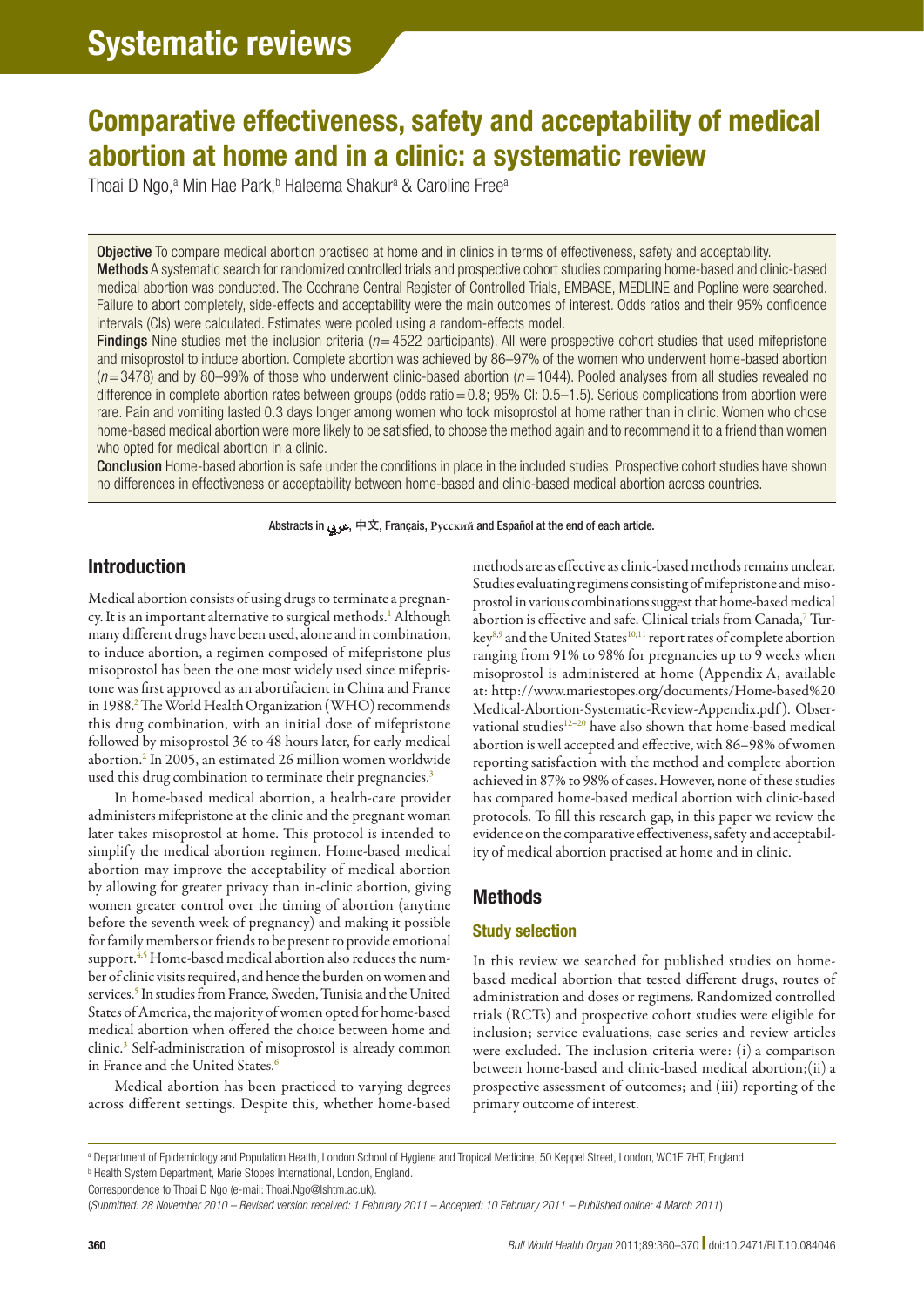# Systematic reviews

# Comparative effectiveness, safety and acceptability of medical abortion at home and in a clinic: a systematic review

Thoai D Ngo,[a] Min Hae Park,[b] Haleema Shakur[a] & Caroline Free[a]

**Objective** To compare medical abortion practised at home and in clinics in terms of effectiveness, safety and acceptability.

**Methods** A systematic search for randomized controlled trials and prospective cohort studies comparing home-based and clinic-based medical abortion was conducted. The Cochrane Central Register of Controlled Trials, EMBASE, MEDLINE and Popline were searched. Failure to abort completely, side-effects and acceptability were the main outcomes of interest. Odds ratios and their 95% confidence intervals (CIs) were calculated. Estimates were pooled using a random-effects model.

**Findings** Nine studies met the inclusion criteria ($n = 4522$ participants). All were prospective cohort studies that used mifepristone and misoprostol to induce abortion. Complete abortion was achieved by 86–97% of the women who underwent home-based abortion ($n = 3478$) and by 80–99% of those who underwent clinic-based abortion ($n = 1044$). Pooled analyses from all studies revealed no difference in complete abortion rates between groups (odds ratio = 0.8; 95% CI: 0.5–1.5). Serious complications from abortion were rare. Pain and vomiting lasted 0.3 days longer among women who took misoprostol at home rather than in clinic. Women who chose home-based medical abortion were more likely to be satisfied, to choose the method again and to recommend it to a friend than women who opted for medical abortion in a clinic.

**Conclusion** Home-based abortion is safe under the conditions in place in the included studies. Prospective cohort studies have shown no differences in effectiveness or acceptability between home-based and clinic-based medical abortion across countries.

Abstracts in عربي, 中文, Français, Русский and Español at the end of each article.

## Introduction

Medical abortion consists of using drugs to terminate a pregnancy. It is an important alternative to surgical methods.[1] Although many different drugs have been used, alone and in combination, to induce abortion, a regimen composed of mifepristone plus misoprostol has been the one most widely used since mifepristone was first approved as an abortifacient in China and France in 1988.[2] The World Health Organization (WHO) recommends this drug combination, with an initial dose of mifepristone followed by misoprostol 36 to 48 hours later, for early medical abortion.[2] In 2005, an estimated 26 million women worldwide used this drug combination to terminate their pregnancies.[3]

In home-based medical abortion, a health-care provider administers mifepristone at the clinic and the pregnant woman later takes misoprostol at home. This protocol is intended to simplify the medical abortion regimen. Home-based medical abortion may improve the acceptability of medical abortion by allowing for greater privacy than in-clinic abortion, giving women greater control over the timing of abortion (anytime before the seventh week of pregnancy) and making it possible for family members or friends to be present to provide emotional support.[4,5] Home-based medical abortion also reduces the number of clinic visits required, and hence the burden on women and services.[5] In studies from France, Sweden, Tunisia and the United States of America, the majority of women opted for home-based medical abortion when offered the choice between home and clinic.[3] Self-administration of misoprostol is already common in France and the United States.[6]

Medical abortion has been practiced to varying degrees across different settings. Despite this, whether home-based methods are as effective as clinic-based methods remains unclear. Studies evaluating regimens consisting of mifepristone and misoprostol in various combinations suggest that home-based medical abortion is effective and safe. Clinical trials from Canada,[7] Turkey[8,9] and the United States[10,11] report rates of complete abortion ranging from 91% to 98% for pregnancies up to 9 weeks when misoprostol is administered at home (Appendix A, available at: http://www.mariestopes.org/documents/Home-based%20Medical-Abortion-Systematic-Review-Appendix.pdf). Observational studies[12–20] have also shown that home-based medical abortion is well accepted and effective, with 86–98% of women reporting satisfaction with the method and complete abortion achieved in 87% to 98% of cases. However, none of these studies has compared home-based medical abortion with clinic-based protocols. To fill this research gap, in this paper we review the evidence on the comparative effectiveness, safety and acceptability of medical abortion practised at home and in clinic.

## Methods

### Study selection

In this review we searched for published studies on home-based medical abortion that tested different drugs, routes of administration and doses or regimens. Randomized controlled trials (RCTs) and prospective cohort studies were eligible for inclusion; service evaluations, case series and review articles were excluded. The inclusion criteria were: (i) a comparison between home-based and clinic-based medical abortion; (ii) a prospective assessment of outcomes; and (iii) reporting of the primary outcome of interest.

[a] Department of Epidemiology and Population Health, London School of Hygiene and Tropical Medicine, 50 Keppel Street, London, WC1E 7HT, England.
[b] Health System Department, Marie Stopes International, London, England.
Correspondence to Thoai D Ngo (e-mail: Thoai.Ngo@lshtm.ac.uk).
(*Submitted: 28 November 2010 – Revised version received: 1 February 2011 – Accepted: 10 February 2011 – Published online: 4 March 2011*)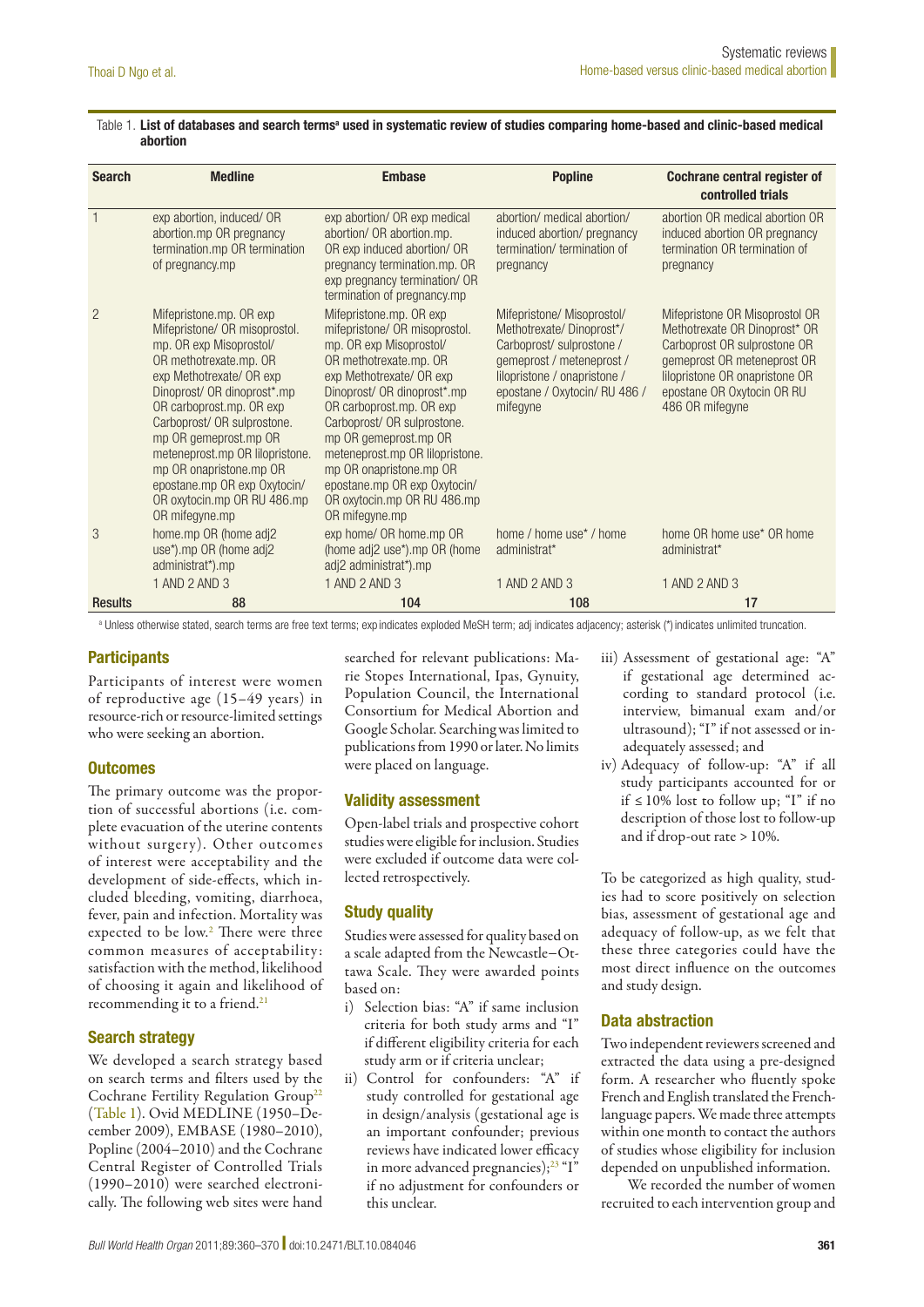Table 1. **List of databases and search terms[a] used in systematic review of studies comparing home-based and clinic-based medical abortion**

| Search | Medline | Embase | Popline | Cochrane central register of controlled trials |
|---|---|---|---|---|
| 1 | exp abortion, induced/ OR abortion.mp OR pregnancy termination.mp OR termination of pregnancy.mp | exp abortion/ OR exp medical abortion/ OR abortion.mp. OR exp induced abortion/ OR pregnancy termination.mp. OR exp pregnancy termination/ OR termination of pregnancy.mp | abortion/ medical abortion/ induced abortion/ pregnancy termination/ termination of pregnancy | abortion OR medical abortion OR induced abortion OR pregnancy termination OR termination of pregnancy |
| 2 | Mifepristone.mp. OR exp Mifepristone/ OR misoprostol.mp. OR exp Misoprostol/ OR methotrexate.mp. OR exp Methotrexate/ OR exp Dinoprost/ OR dinoprost*.mp OR carboprost.mp. OR exp Carboprost/ OR sulprostone.mp OR gemeprost.mp OR meteneprost.mp OR lilopristone.mp OR onapristone.mp OR epostane.mp OR exp Oxytocin/ OR oxytocin.mp OR RU 486.mp OR mifegyne.mp | Mifepristone.mp. OR exp mifepristone/ OR misoprostol.mp. OR exp Misoprostol/ OR methotrexate.mp. OR exp Methotrexate/ OR exp Dinoprost/ OR dinoprost*.mp OR carboprost.mp. OR exp Carboprost/ OR sulprostone.mp OR gemeprost.mp OR meteneprost.mp OR lilopristone.mp OR onapristone.mp OR epostane.mp OR exp Oxytocin/ OR oxytocin.mp OR RU 486.mp OR mifegyne.mp | Mifepristone/ Misoprostol/ Methotrexate/ Dinoprost*/ Carboprost/ sulprostone / gemeprost / meteneprost / lilopristone / onapristone / epostane / Oxytocin/ RU 486 / mifegyne | Mifepristone OR Misoprostol OR Methotrexate OR Dinoprost* OR Carboprost OR sulprostone OR gemeprost OR meteneprost OR lilopristone OR onapristone OR epostane OR Oxytocin OR RU 486 OR mifegyne |
| 3 | home.mp OR (home adj2 use*).mp OR (home adj2 administrat*).mp | exp home/ OR home.mp OR (home adj2 use*).mp OR (home adj2 administrat*).mp | home / home use* / home administrat* | home OR home use* OR home administrat* |
| | 1 AND 2 AND 3 | 1 AND 2 AND 3 | 1 AND 2 AND 3 | 1 AND 2 AND 3 |
| **Results** | **88** | **104** | **108** | **17** |

[a] Unless otherwise stated, search terms are free text terms; exp indicates exploded MeSH term; adj indicates adjacency; asterisk (*) indicates unlimited truncation.

### Participants

Participants of interest were women of reproductive age (15–49 years) in resource-rich or resource-limited settings who were seeking an abortion.

### Outcomes

The primary outcome was the proportion of successful abortions (i.e. complete evacuation of the uterine contents without surgery). Other outcomes of interest were acceptability and the development of side-effects, which included bleeding, vomiting, diarrhoea, fever, pain and infection. Mortality was expected to be low.[2] There were three common measures of acceptability: satisfaction with the method, likelihood of choosing it again and likelihood of recommending it to a friend.[21]

### Search strategy

We developed a search strategy based on search terms and filters used by the Cochrane Fertility Regulation Group[22] (Table 1). Ovid MEDLINE (1950–December 2009), EMBASE (1980–2010), Popline (2004–2010) and the Cochrane Central Register of Controlled Trials (1990–2010) were searched electronically. The following web sites were hand searched for relevant publications: Marie Stopes International, Ipas, Gynuity, Population Council, the International Consortium for Medical Abortion and Google Scholar. Searching was limited to publications from 1990 or later. No limits were placed on language.

### Validity assessment

Open-label trials and prospective cohort studies were eligible for inclusion. Studies were excluded if outcome data were collected retrospectively.

### Study quality

Studies were assessed for quality based on a scale adapted from the Newcastle–Ottawa Scale. They were awarded points based on:

i) Selection bias: "A" if same inclusion criteria for both study arms and "I" if different eligibility criteria for each study arm or if criteria unclear;
ii) Control for confounders: "A" if study controlled for gestational age in design/analysis (gestational age is an important confounder; previous reviews have indicated lower efficacy in more advanced pregnancies);[23] "I" if no adjustment for confounders or this unclear.
iii) Assessment of gestational age: "A" if gestational age determined according to standard protocol (i.e. interview, bimanual exam and/or ultrasound); "I" if not assessed or inadequately assessed; and
iv) Adequacy of follow-up: "A" if all study participants accounted for or if ≤ 10% lost to follow up; "I" if no description of those lost to follow-up and if drop-out rate > 10%.

To be categorized as high quality, studies had to score positively on selection bias, assessment of gestational age and adequacy of follow-up, as we felt that these three categories could have the most direct influence on the outcomes and study design.

### Data abstraction

Two independent reviewers screened and extracted the data using a pre-designed form. A researcher who fluently spoke French and English translated the French-language papers. We made three attempts within one month to contact the authors of studies whose eligibility for inclusion depended on unpublished information.

We recorded the number of women recruited to each intervention group and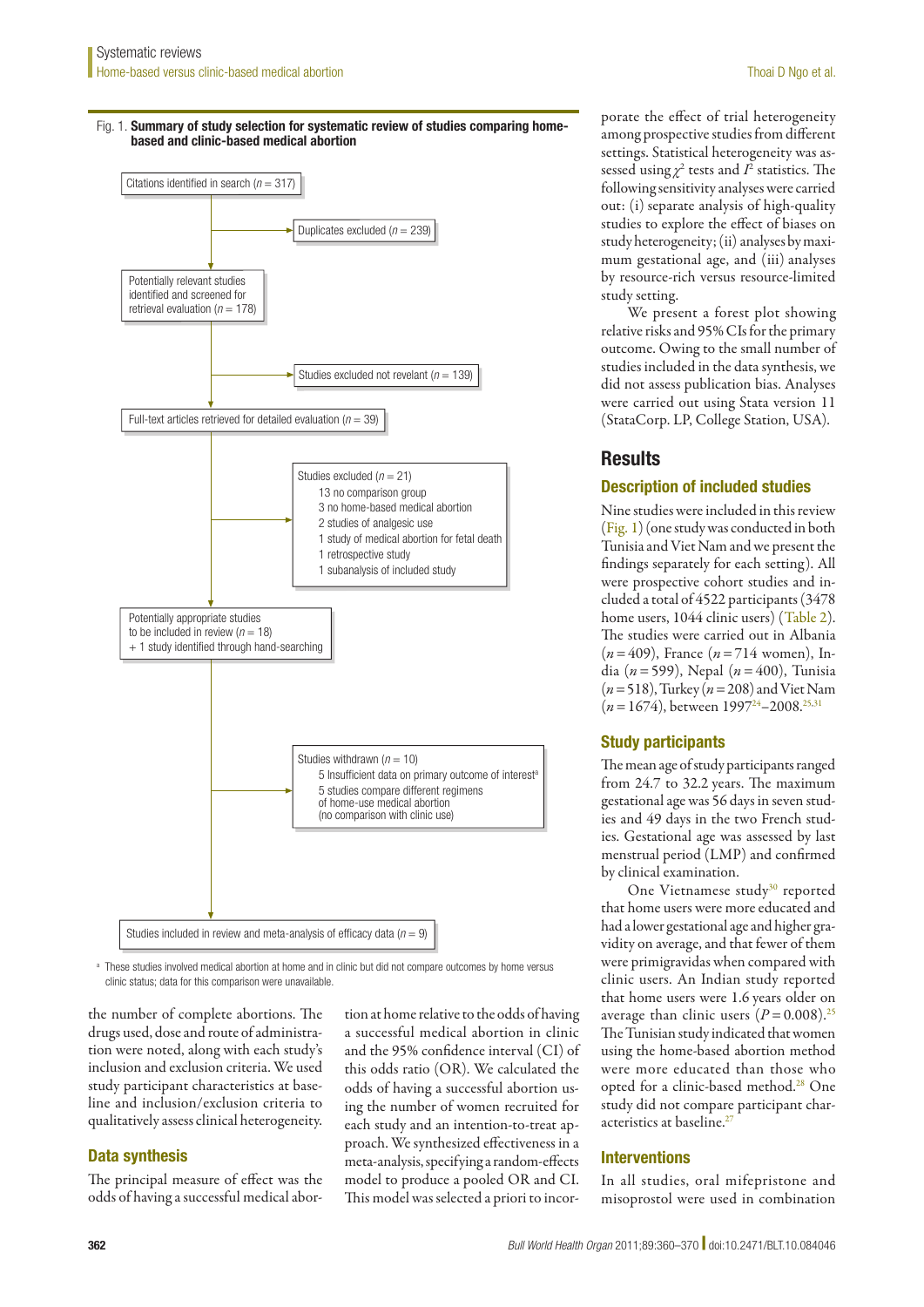Fig. 1. **Summary of study selection for systematic review of studies comparing home-based and clinic-based medical abortion**

Citations identified in search ($n = 317$)

Duplicates excluded ($n = 239$)

Potentially relevant studies identified and screened for retrieval evaluation ($n = 178$)

Studies excluded not revelant ($n = 139$)

Full-text articles retrieved for detailed evaluation ($n = 39$)

Studies excluded ($n = 21$)
- 13 no comparison group
- 3 no home-based medical abortion
- 2 studies of analgesic use
- 1 study of medical abortion for fetal death
- 1 retrospective study
- 1 subanalysis of included study

Potentially appropriate studies to be included in review ($n = 18$) + 1 study identified through hand-searching

Studies withdrawn ($n = 10$)
- 5 Insufficient data on primary outcome of interest[a]
- 5 studies compare different regimens of home-use medical abortion (no comparison with clinic use)

Studies included in review and meta-analysis of efficacy data ($n = 9$)

[a] These studies involved medical abortion at home and in clinic but did not compare outcomes by home versus clinic status; data for this comparison were unavailable.

the number of complete abortions. The drugs used, dose and route of administration were noted, along with each study's inclusion and exclusion criteria. We used study participant characteristics at baseline and inclusion/exclusion criteria to qualitatively assess clinical heterogeneity.

## Data synthesis

The principal measure of effect was the odds of having a successful medical abortion at home relative to the odds of having a successful abortion in clinic and the 95% confidence interval (CI) of this odds ratio (OR). We calculated the odds of having a successful abortion using the number of women recruited for each study and an intention-to-treat approach. We synthesized effectiveness in a meta-analysis, specifying a random-effects model to produce a pooled OR and CI. This model was selected a priori to incorporate the effect of trial heterogeneity among prospective studies from different settings. Statistical heterogeneity was assessed using $\chi^2$ tests and $I^2$ statistics. The following sensitivity analyses were carried out: (i) separate analysis of high-quality studies to explore the effect of biases on study heterogeneity; (ii) analyses by maximum gestational age, and (iii) analyses by resource-rich versus resource-limited study setting.

We present a forest plot showing relative risks and 95% CIs for the primary outcome. Owing to the small number of studies included in the data synthesis, we did not assess publication bias. Analyses were carried out using Stata version 11 (StataCorp. LP, College Station, USA).

# Results

## Description of included studies

Nine studies were included in this review (Fig. 1) (one study was conducted in both Tunisia and Viet Nam and we present the findings separately for each setting). All were prospective cohort studies and included a total of 4522 participants (3478 home users, 1044 clinic users) (Table 2). The studies were carried out in Albania ($n = 409$), France ($n = 714$ women), India ($n = 599$), Nepal ($n = 400$), Tunisia ($n = 518$), Turkey ($n = 208$) and Viet Nam ($n = 1674$), between 1997[24]–2008.[25,31]

## Study participants

The mean age of study participants ranged from 24.7 to 32.2 years. The maximum gestational age was 56 days in seven studies and 49 days in the two French studies. Gestational age was assessed by last menstrual period (LMP) and confirmed by clinical examination.

One Vietnamese study[30] reported that home users were more educated and had a lower gestational age and higher gravidity on average, and that fewer of them were primigravidas when compared with clinic users. An Indian study reported that home users were 1.6 years older on average than clinic users ($P = 0.008$).[25] The Tunisian study indicated that women using the home-based abortion method were more educated than those who opted for a clinic-based method.[28] One study did not compare participant characteristics at baseline.[27]

## Interventions

In all studies, oral mifepristone and misoprostol were used in combination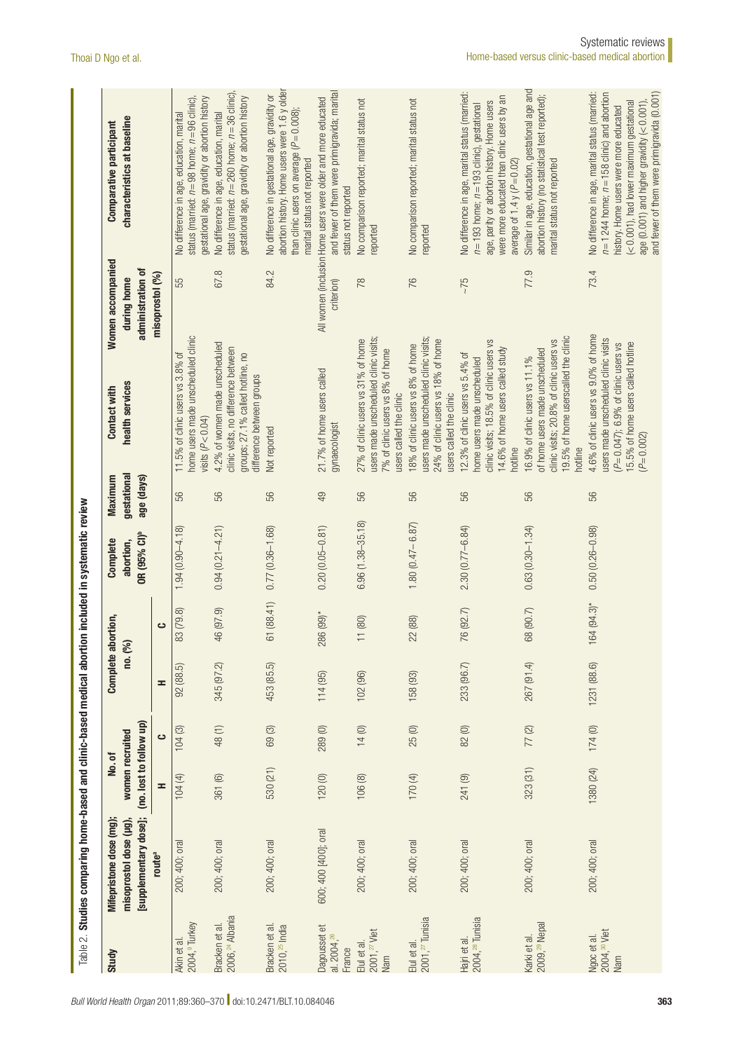Table 2. **Studies comparing home-based and clinic-based medical abortion included in systematic review**

| Study | Mifepristone dose (mg); misoprostol dose (µg), [supplementary dose]; route[a] | No. of women recruited (no. lost to follow up) | | Complete abortion, no. (%) | | Complete abortion, OR (95% CI)[b] | Maximum gestational age (days) | Contact with health services | Women accompanied during home administration of misoprostol (%) | Comparative participant characteristics at baseline |
|---|---|---|---|---|---|---|---|---|---|---|
| | | H | C | H | C | | | | | |
| Akin et al. 2004,[9] Turkey | 200; 400; oral | 104 (4) | 104 (3) | 92 (88.5) | 83 (79.8) | 1.94 (0.90–4.18) | 56 | 11.5% of clinic users vs 3.8% of home users made unscheduled clinic visits ($P < 0.04$) | 55 | No difference in age, education, marital status (married: $n = 98$ home; $n = 96$ clinic), gestational age, gravidity or abortion history |
| Bracken et al. 2006,[24] Albania | 200; 400; oral | 361 (6) | 48 (1) | 345 (97.2) | 46 (97.9) | 0.94 (0.21–4.21) | 56 | 4.2% of women made unscheduled clinic visits, no difference between groups; 27.1% called hotline, no difference between groups | 67.8 | No difference in age, education, marital status (married: $n = 260$ home; $n = 36$ clinic), gestational age, gravidity or abortion history |
| Bracken et al. 2010,[25] India | 200; 400; oral | 530 (21) | 69 (3) | 453 (85.5) | 61 (88.41) | 0.77 (0.36–1.68) | 56 | Not reported | 84.2 | No difference in gestational age, gravidity or abortion history. Home users were 1.6 y older than clinic users on average ($P = 0.008$); marital status not reported |
| Dagousset et al. 2004,[26] France | 600; 400 [400]; oral | 120 (0) | 289 (0) | 114 (95) | 286 (99)* | 0.20 (0.05–0.81) | 49 | 21.7% of home users called gynaecologist | All women (inclusion criterion) | Home users were older and more educated and fewer of them were primigravida; marital status not reported |
| Elul et al. 2001,[27] Viet Nam | 200; 400; oral | 106 (8) | 14 (0) | 102 (96) | 11 (80) | 6.96 (1.38–35.18) | 56 | 27% of clinic users vs 31% of home users made unscheduled clinic visits; 7% of clinic users vs 8% of home users called the clinic | 78 | No comparison reported; marital status not reported |
| Elul et al. 2001,[27] Tunisia | 200; 400; oral | 170 (4) | 25 (0) | 158 (93) | 22 (88) | 1.80 (0.47– 6.87) | 56 | 18% of clinic users vs 8% of home users made unscheduled clinic visits; 24% of clinic users vs 18% of home users called the clinic | 76 | No comparison reported; marital status not reported |
| Hajri et al. 2004,[28] Tunisia | 200; 400; oral | 241 (9) | 82 (0) | 233 (96.7) | 76 (92.7) | 2.30 (0.77–6.84) | 56 | 12.3% of clinic users vs 5.4% of home users made unscheduled clinic visits; 18.5% of clinic users vs 14.6% of home users called study hotline | ~75 | No difference in age, marital status (married: $n = 193$ home; $n = 193$ clinic), gestational age, parity or abortion history. Home users were more educated than clinic users by an average of 1.4 y ($P = 0.02$) |
| Karki et al. 2009,[29] Nepal | 200; 400; oral | 323 (31) | 77 (2) | 267 (91.4) | 68 (90.7) | 0.63 (0.30–1.34) | 56 | 16.9% of clinic users vs 11.1% of home users made unscheduled clinic visits; 20.8% of clinic users vs 19.5% of home userscalled the clinic hotline | 77.9 | Similar in age, education, gestational age and abortion history (no statistical test reported); marital status not reported |
| Ngoc et al. 2004,[30] Viet Nam | 200; 400; oral | 1380 (24) | 174 (0) | 1231 (88.6) | 164 (94.3)* | 0.50 (0.26–0.98) | 56 | 4.6% of clinic users vs 9.0% of home users made unscheduled clinic visits ($P = 0.047$); 6.9% of clinic users vs 15.5% of home users called hotline ($P = 0.002$) | 73.4 | No difference in age, marital status (married: $n = 1244$ home; $n = 158$ clinic) and abortion history. Home users were more educated ($< 0.001$), had lower maximum gestational age (0.001) and higher gravidity ($< 0.001$), and fewer of them were primigravida (0.001) |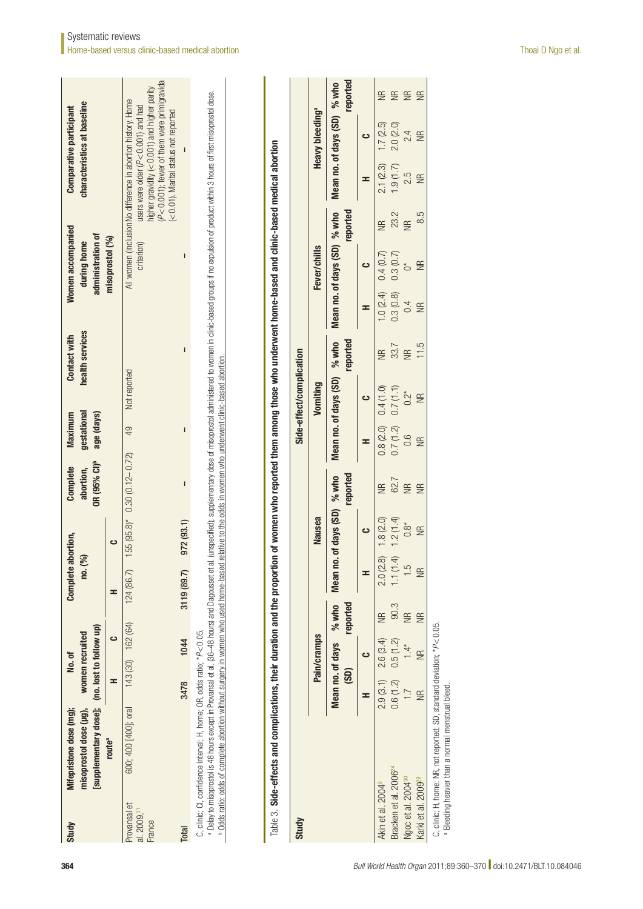| Study | Mifepristone dose (mg); misoprostol dose (µg), [supplementary dose]; route[a] | No. of women recruited (no. lost to follow up) | | Complete abortion, no. (%) | | Complete abortion, OR (95% CI)[b] | Maximum gestational age (days) | Contact with health services | Women accompanied during home administration of misoprostol (%) | Comparative participant characteristics at baseline |
|---|---|---|---|---|---|---|---|---|---|---|
| | | H | C | H | C | | | | | |
| Provansal et al. 2009,[31] France | 600; 400 [400]; oral | 143 (30) | 162 (64) | 124 (86.7) | 155 (95.8)* | 0.30 (0.12– 0.72) | 49 | Not reported | All women (inclusion criterion) | No difference in abortion history. Home users were older ($P < 0.001$) and had higher gravidity ($< 0.001$) and higher parity ($P < 0.001$); fewer of them were primigravida ($< 0.01$). Marital status not reported |
| Total | | 3478 | 1044 | 3119 (89.7) | 972 (93.1) | – | – | – | – | – |

C, clinic; CI, confidence interval; H, home; OR, odds ratio; $^{*}P < 0.05$.

[a] Delay to misoprostol is 48 hours except in Provansal et al. (36–48 hours) and Dagousset et al. (unspecified); supplementary dose of misoprostol administered to women in clinic-based groups if no expulsion of product within 3 hours of first misoprostol dose.

[b] Odds ratio: odds of complete abortion without surgery in women who used home-based relative to the odds in women who underwent clinic-based medical abortion.

Table 3. **Side-effects and complications, their duration and the proportion of women who reported them among those who underwent home-based and clinic-based medical abortion**

| Study | Pain/cramps | | | Nausea | | | Vomiting | | | Fever/chills | | | Heavy bleeding[a] | | |
|---|---|---|---|---|---|---|---|---|---|---|---|---|---|---|---|
| | Mean no. of days (SD) | | % who reported | Mean no. of days (SD) | | % who reported | Mean no. of days (SD) | | % who reported | Mean no. of days (SD) | | % who reported | Mean no. of days (SD) | | % who reported |
| | H | C | | H | C | | H | C | | H | C | | H | C | |
| Akin et al. 2004[9] | 2.9 (3.1) | 2.6 (3.4) | NR | 2.0 (2.8) | 1.8 (2.0) | NR | 0.8 (2.0) | 0.4 (1.0) | NR | 1.0 (2.4) | 0.4 (0.7) | NR | 2.1 (2.3) | 1.7 (2.5) | NR |
| Bracken et al. 2006[24] | 0.6 (1.2) | 0.5 (1.2) | 90.3 | 1.1 (1.4) | 1.2 (1.4) | 62.7 | 0.7 (1.2) | 0.7 (1.1) | 33.7 | 0.3 (0.8) | 0.3 (0.7) | 23.2 | 1.9 (1.7) | 2.0 (2.0) | NR |
| Ngoc et al. 2004[30] | 1.7 | 1.4* | NR | 1.5 | 0.8* | NR | 0.6 | 0.2* | NR | 0.4 | 0* | NR | 2.5 | 2.4 | NR |
| Karki et al. 2009[29] | NR | NR | NR | NR | NR | NR | NR | NR | 11.5 | NR | NR | 8.5 | NR | NR | NR |

C, clinic; H, home; NR, not reported; SD, standard deviation; $^{*}P < 0.05$.

[a] Bleeding heavier than a normal menstrual bleed.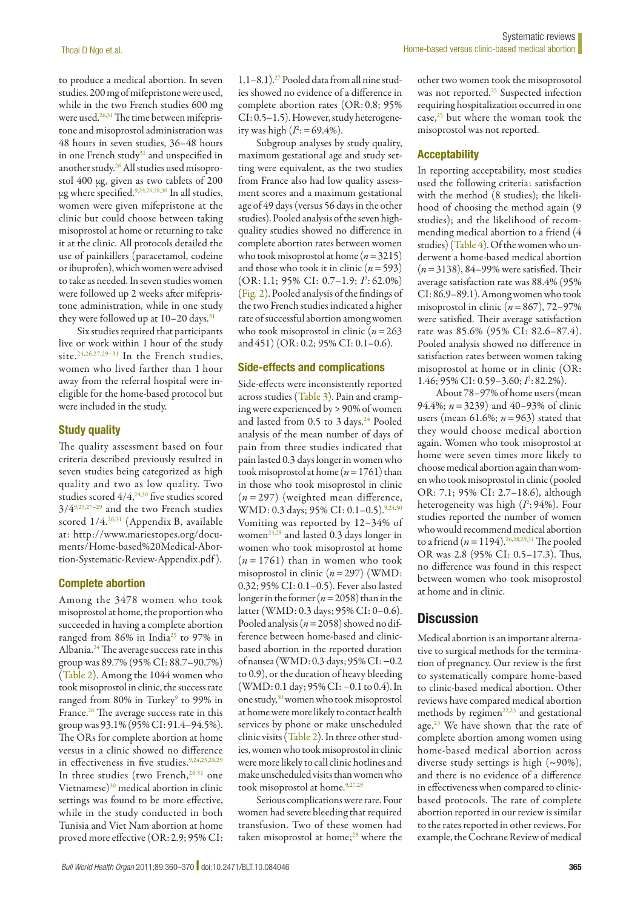to produce a medical abortion. In seven studies, 200 mg of mifepristone were used, while in the two French studies 600 mg were used.[26,31] The time between mifepristone and misoprostol administration was 48 hours in seven studies, 36–48 hours in one French study[31] and unspecified in another study.[26] All studies used misoprostol 400 μg, given as two tablets of 200 μg where specified.[9,24,26,28,30] In all studies, women were given mifepristone at the clinic but could choose between taking misoprostol at home or returning to take it at the clinic. All protocols detailed the use of painkillers (paracetamol, codeine or ibuprofen), which women were advised to take as needed. In seven studies women were followed up 2 weeks after mifepristone administration, while in one study they were followed up at 10–20 days.[31]

Six studies required that participants live or work within 1 hour of the study site.[24,26,27,29–31] In the French studies, women who lived farther than 1 hour away from the referral hospital were ineligible for the home-based protocol but were included in the study.

### Study quality

The quality assessment based on four criteria described previously resulted in seven studies being categorized as high quality and two as low quality. Two studies scored 4/4,[24,30] five studies scored 3/4[9,25,27–29] and the two French studies scored 1/4.[26,31] (Appendix B, available at: http://www.mariestopes.org/documents/Home-based%20Medical-Abortion-Systematic-Review-Appendix.pdf).

### Complete abortion

Among the 3478 women who took misoprostol at home, the proportion who succeeded in having a complete abortion ranged from 86% in India[25] to 97% in Albania.[24] The average success rate in this group was 89.7% (95% CI: 88.7–90.7%) (Table 2). Among the 1044 women who took misoprostol in clinic, the success rate ranged from 80% in Turkey[9] to 99% in France.[26] The average success rate in this group was 93.1% (95% CI: 91.4–94.5%). The ORs for complete abortion at home versus in a clinic showed no difference in effectiveness in five studies.[9,24,25,28,29] In three studies (two French,[26,31] one Vietnamese)[30] medical abortion in clinic settings was found to be more effective, while in the study conducted in both Tunisia and Viet Nam abortion at home proved more effective (OR: 2.9; 95% CI: 1.1–8.1).[27] Pooled data from all nine studies showed no evidence of a difference in complete abortion rates (OR: 0.8; 95% CI: 0.5–1.5). However, study heterogeneity was high ($I^2$: = 69.4%).

Subgroup analyses by study quality, maximum gestational age and study setting were equivalent, as the two studies from France also had low quality assessment scores and a maximum gestational age of 49 days (versus 56 days in the other studies). Pooled analysis of the seven high-quality studies showed no difference in complete abortion rates between women who took misoprostol at home ($n = 3215$) and those who took it in clinic ($n = 593$) (OR: 1.1; 95% CI: 0.7–1.9; $I^2$: 62.0%) (Fig. 2). Pooled analysis of the findings of the two French studies indicated a higher rate of successful abortion among women who took misoprostol in clinic ($n = 263$ and 451) (OR: 0.2; 95% CI: 0.1–0.6).

### Side-effects and complications

Side-effects were inconsistently reported across studies (Table 3). Pain and cramping were experienced by > 90% of women and lasted from 0.5 to 3 days.[24] Pooled analysis of the mean number of days of pain from three studies indicated that pain lasted 0.3 days longer in women who took misoprostol at home ($n = 1761$) than in those who took misoprostol in clinic ($n = 297$) (weighted mean difference, WMD: 0.3 days; 95% CI: 0.1–0.5).[9,24,30] Vomiting was reported by 12–34% of women[24,29] and lasted 0.3 days longer in women who took misoprostol at home ($n = 1761$) than in women who took misoprostol in clinic ($n = 297$) (WMD: 0.32; 95% CI: 0.1–0.5). Fever also lasted longer in the former ($n = 2058$) than in the latter (WMD: 0.3 days; 95% CI: 0–0.6). Pooled analysis ($n = 2058$) showed no difference between home-based and clinic-based abortion in the reported duration of nausea (WMD: 0.3 days; 95% CI: −0.2 to 0.9), or the duration of heavy bleeding (WMD: 0.1 day; 95% CI: −0.1 to 0.4). In one study,[30] women who took misoprostol at home were more likely to contact health services by phone or make unscheduled clinic visits (Table 2). In three other studies, women who took misoprostol in clinic were more likely to call clinic hotlines and make unscheduled visits than women who took misoprostol at home.[9,27,29]

Serious complications were rare. Four women had severe bleeding that required transfusion. Two of these women had taken misoprostol at home;[29] where the other two women took the misoprosotol was not reported.[25] Suspected infection requiring hospitalization occurred in one case,[25] but where the woman took the misoprostol was not reported.

### Acceptability

In reporting acceptability, most studies used the following criteria: satisfaction with the method (8 studies); the likelihood of choosing the method again (9 studies); and the likelihood of recommending medical abortion to a friend (4 studies) (Table 4). Of the women who underwent a home-based medical abortion ($n = 3138$), 84–99% were satisfied. Their average satisfaction rate was 88.4% (95% CI: 86.9–89.1). Among women who took misoprostol in clinic ($n = 867$), 72–97% were satisfied. Their average satisfaction rate was 85.6% (95% CI: 82.6–87.4). Pooled analysis showed no difference in satisfaction rates between women taking misoprostol at home or in clinic (OR: 1.46; 95% CI: 0.59–3.60; $I^2$: 82.2%).

About 78–97% of home users (mean 94.4%; $n = 3239$) and 40–93% of clinic users (mean 61.6%; $n = 963$) stated that they would choose medical abortion again. Women who took misoprostol at home were seven times more likely to choose medical abortion again than women who took misoprostol in clinic (pooled OR: 7.1; 95% CI: 2.7–18.6), although heterogeneity was high ($I^2$: 94%). Four studies reported the number of women who would recommend medical abortion to a friend ($n = 1194$).[26,28,29,31] The pooled OR was 2.8 (95% CI: 0.5–17.3). Thus, no difference was found in this respect between women who took misoprostol at home and in clinic.

## Discussion

Medical abortion is an important alternative to surgical methods for the termination of pregnancy. Our review is the first to systematically compare home-based to clinic-based medical abortion. Other reviews have compared medical abortion methods by regimen[22,23] and gestational age.[23] We have shown that the rate of complete abortion among women using home-based medical abortion across diverse study settings is high (~90%), and there is no evidence of a difference in effectiveness when compared to clinic-based protocols. The rate of complete abortion reported in our review is similar to the rates reported in other reviews. For example, the Cochrane Review of medical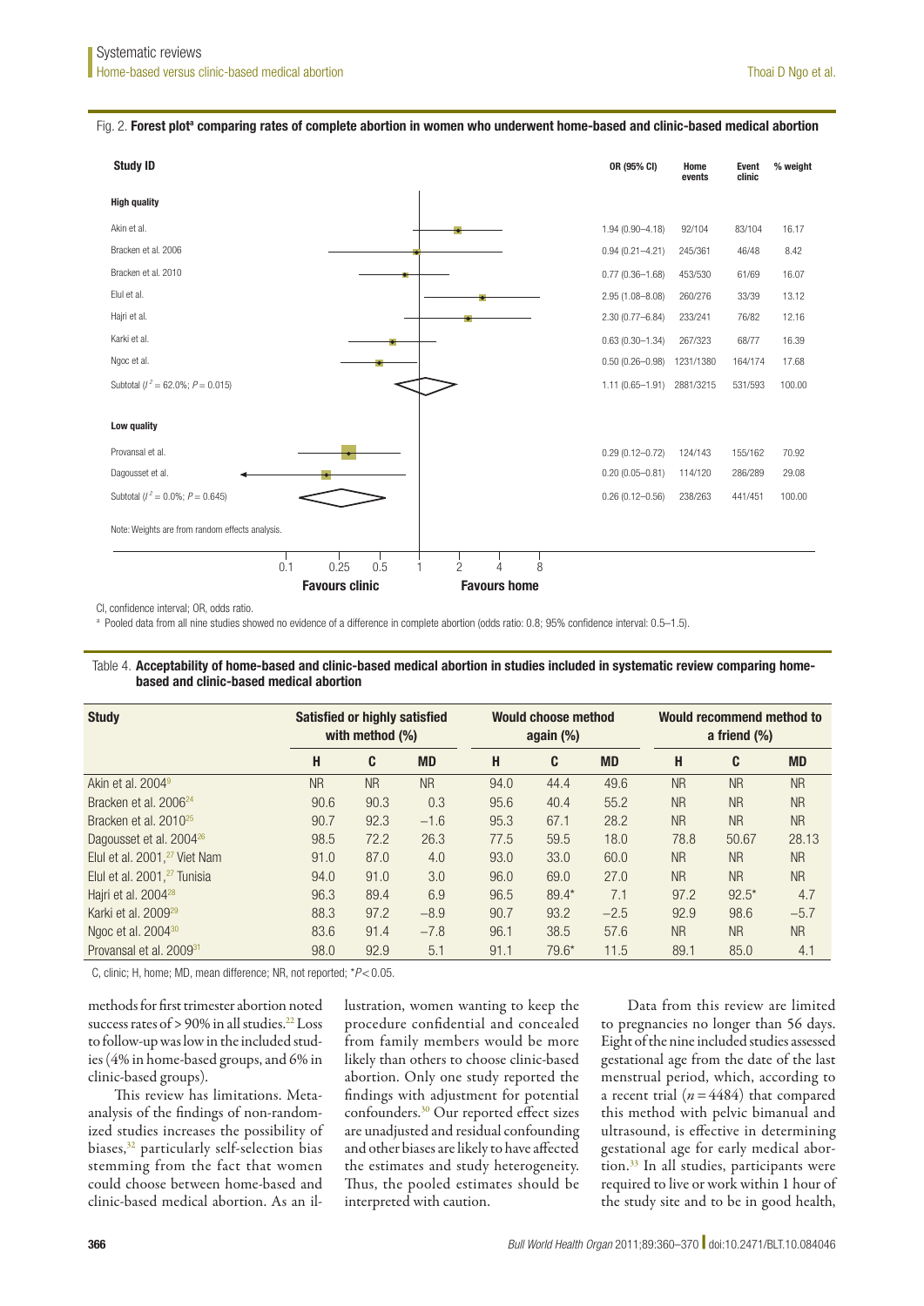Fig. 2. **Forest plot[a] comparing rates of complete abortion in women who underwent home-based and clinic-based medical abortion**

| Study ID | OR (95% CI) | Home events | Event clinic | % weight |
|---|---|---|---|---|
| **High quality** | | | | |
| Akin et al. | 1.94 (0.90–4.18) | 92/104 | 83/104 | 16.17 |
| Bracken et al. 2006 | 0.94 (0.21–4.21) | 245/361 | 46/48 | 8.42 |
| Bracken et al. 2010 | 0.77 (0.36–1.68) | 453/530 | 61/69 | 16.07 |
| Elul et al. | 2.95 (1.08–8.08) | 260/276 | 33/39 | 13.12 |
| Hajri et al. | 2.30 (0.77–6.84) | 233/241 | 76/82 | 12.16 |
| Karki et al. | 0.63 (0.30–1.34) | 267/323 | 68/77 | 16.39 |
| Ngoc et al. | 0.50 (0.26–0.98) | 1231/1380 | 164/174 | 17.68 |
| Subtotal ($I^2$ = 62.0%; $P$ = 0.015) | 1.11 (0.65–1.91) | 2881/3215 | 531/593 | 100.00 |
| **Low quality** | | | | |
| Provansal et al. | 0.29 (0.12–0.72) | 124/143 | 155/162 | 70.92 |
| Dagousset et al. | 0.20 (0.05–0.81) | 114/120 | 286/289 | 29.08 |
| Subtotal ($I^2$ = 0.0%; $P$ = 0.645) | 0.26 (0.12–0.56) | 238/263 | 441/451 | 100.00 |

Note: Weights are from random effects analysis.

Axis: 0.1, 0.25, 0.5, 1, 2, 4, 8 — Favours clinic / Favours home

CI, confidence interval; OR, odds ratio.

[a] Pooled data from all nine studies showed no evidence of a difference in complete abortion (odds ratio: 0.8; 95% confidence interval: 0.5–1.5).

Table 4. **Acceptability of home-based and clinic-based medical abortion in studies included in systematic review comparing home-based and clinic-based medical abortion**

| Study | Satisfied or highly satisfied with method (%) | | | Would choose method again (%) | | | Would recommend method to a friend (%) | | |
|---|---|---|---|---|---|---|---|---|---|
| | H | C | MD | H | C | MD | H | C | MD |
| Akin et al. 2004[9] | NR | NR | NR | 94.0 | 44.4 | 49.6 | NR | NR | NR |
| Bracken et al. 2006[24] | 90.6 | 90.3 | 0.3 | 95.6 | 40.4 | 55.2 | NR | NR | NR |
| Bracken et al. 2010[25] | 90.7 | 92.3 | −1.6 | 95.3 | 67.1 | 28.2 | NR | NR | NR |
| Dagousset et al. 2004[26] | 98.5 | 72.2 | 26.3 | 77.5 | 59.5 | 18.0 | 78.8 | 50.67 | 28.13 |
| Elul et al. 2001,[27] Viet Nam | 91.0 | 87.0 | 4.0 | 93.0 | 33.0 | 60.0 | NR | NR | NR |
| Elul et al. 2001,[27] Tunisia | 94.0 | 91.0 | 3.0 | 96.0 | 69.0 | 27.0 | NR | NR | NR |
| Hajri et al. 2004[28] | 96.3 | 89.4 | 6.9 | 96.5 | 89.4* | 7.1 | 97.2 | 92.5* | 4.7 |
| Karki et al. 2009[29] | 88.3 | 97.2 | −8.9 | 90.7 | 93.2 | −2.5 | 92.9 | 98.6 | −5.7 |
| Ngoc et al. 2004[30] | 83.6 | 91.4 | −7.8 | 96.1 | 38.5 | 57.6 | NR | NR | NR |
| Provansal et al. 2009[31] | 98.0 | 92.9 | 5.1 | 91.1 | 79.6* | 11.5 | 89.1 | 85.0 | 4.1 |

C, clinic; H, home; MD, mean difference; NR, not reported; *$P$< 0.05.

methods for first trimester abortion noted success rates of > 90% in all studies.[22] Loss to follow-up was low in the included studies (4% in home-based groups, and 6% in clinic-based groups).

This review has limitations. Meta-analysis of the findings of non-randomized studies increases the possibility of biases,[32] particularly self-selection bias stemming from the fact that women could choose between home-based and clinic-based medical abortion. As an illustration, women wanting to keep the procedure confidential and concealed from family members would be more likely than others to choose clinic-based abortion. Only one study reported the findings with adjustment for potential confounders.[30] Our reported effect sizes are unadjusted and residual confounding and other biases are likely to have affected the estimates and study heterogeneity. Thus, the pooled estimates should be interpreted with caution.

Data from this review are limited to pregnancies no longer than 56 days. Eight of the nine included studies assessed gestational age from the date of the last menstrual period, which, according to a recent trial ($n$ = 4484) that compared this method with pelvic bimanual and ultrasound, is effective in determining gestational age for early medical abortion.[33] In all studies, participants were required to live or work within 1 hour of the study site and to be in good health,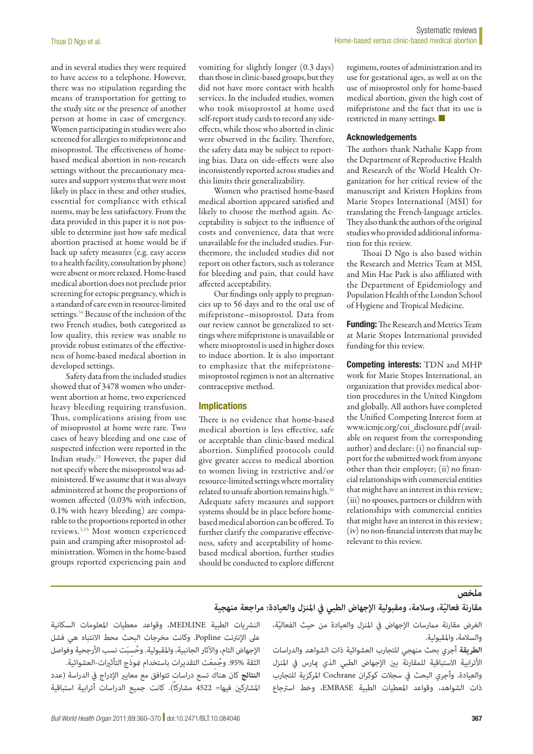and in several studies they were required to have access to a telephone. However, there was no stipulation regarding the means of transportation for getting to the study site or the presence of another person at home in case of emergency. Women participating in studies were also screened for allergies to mifepristone and misoprostol. The effectiveness of home-based medical abortion in non-research settings without the precautionary measures and support systems that were most likely in place in these and other studies, essential for compliance with ethical norms, may be less satisfactory. From the data provided in this paper it is not possible to determine just how safe medical abortion practised at home would be if back up safety measures (e.g. easy access to a health facility, consultation by phone) were absent or more relaxed. Home-based medical abortion does not preclude prior screening for ectopic pregnancy, which is a standard of care even in resource-limited settings.[34] Because of the inclusion of the two French studies, both categorized as low quality, this review was unable to provide robust estimates of the effectiveness of home-based medical abortion in developed settings.

Safety data from the included studies showed that of 3478 women who underwent abortion at home, two experienced heavy bleeding requiring transfusion. Thus, complications arising from use of misoprostol at home were rare. Two cases of heavy bleeding and one case of suspected infection were reported in the Indian study.[25] However, the paper did not specify where the misoprostol was administered. If we assume that it was always administered at home the proportions of women affected (0.03% with infection, 0.1% with heavy bleeding) are comparable to the proportions reported in other reviews.[3,35] Most women experienced pain and cramping after misoprostol administration. Women in the home-based groups reported experiencing pain and vomiting for slightly longer (0.3 days) than those in clinic-based groups, but they did not have more contact with health services. In the included studies, women who took misoprostol at home used self-report study cards to record any side-effects, while those who aborted in clinic were observed in the facility. Therefore, the safety data may be subject to reporting bias. Data on side-effects were also inconsistently reported across studies and this limits their generalizability.

Women who practised home-based medical abortion appeared satisfied and likely to choose the method again. Acceptability is subject to the influence of costs and convenience, data that were unavailable for the included studies. Furthermore, the included studies did not report on other factors, such as tolerance for bleeding and pain, that could have affected acceptability.

Our findings only apply to pregnancies up to 56 days and to the oral use of mifepristone–misoprostol. Data from our review cannot be generalized to settings where mifepristone is unavailable or where misoprostol is used in higher doses to induce abortion. It is also important to emphasize that the mifepristone-misoprostol regimen is not an alternative contraceptive method.

## Implications

There is no evidence that home-based medical abortion is less effective, safe or acceptable than clinic-based medical abortion. Simplified protocols could give greater access to medical abortion to women living in restrictive and/or resource-limited settings where mortality related to unsafe abortion remains high.[36] Adequate safety measures and support systems should be in place before home-based medical abortion can be offered. To further clarify the comparative effectiveness, safety and acceptability of home-based medical abortion, further studies should be conducted to explore different regimens, routes of administration and its use for gestational ages, as well as on the use of misoprostol only for home-based medical abortion, given the high cost of mifepristone and the fact that its use is restricted in many settings. ■

### Acknowledgements

The authors thank Nathalie Kapp from the Department of Reproductive Health and Research of the World Health Organization for her critical review of the manuscript and Kristen Hopkins from Marie Stopes International (MSI) for translating the French-language articles. They also thank the authors of the original studies who provided additional information for this review.

Thoai D Ngo is also based within the Research and Metrics Team at MSI, and Min Hae Park is also affiliated with the Department of Epidemiology and Population Health of the London School of Hygiene and Tropical Medicine.

**Funding:** The Research and Metrics Team at Marie Stopes International provided funding for this review.

**Competing interests:** TDN and MHP work for Marie Stopes International, an organization that provides medical abortion procedures in the United Kingdom and globally. All authors have completed the Unified Competing Interest form at www.icmje.org/coi_disclosure.pdf (available on request from the corresponding author) and declare: (i) no financial support for the submitted work from anyone other than their employer; (ii) no financial relationships with commercial entities that might have an interest in this review; (iii) no spouses, partners or children with relationships with commercial entities that might have an interest in this review; (iv) no non-financial interests that may be relevant to this review.

## ملخص

### مقارنة فعاليّة، وسلامة، ومقبولية الإجهاض الطبي في المنزل والعيادة: مراجعة منهجية

**الغرض** مقارنة ممارسات الإجهاض في المنزل والعيادة من حيث الفعاليّة، والسلامة، والمقبولية.

**الطريقة** أجري بحث منهجي للتجارب العشوائية ذات الشواهد والدراسات الأترابية الاستباقية للمقارنة بين الإجهاض الطبي الذي يمارس في المنزل والعيادة. وأجري البحث في سجلات كوكران Cochrane المركزية للتجارب ذات الشواهد، وقواعد المعطيات الطبية EMBASE، وخط استرجاع النشريات الطبية MEDLINE، وقواعد معطيات المعلومات السكانية على الإنترنت Popline. وكانت مخرجات البحث محط الانتباه هي فشل الإجهاض التام، والآثار الجانبية، والمقبولية. وحُسِبَت نسب الأرجحية وفواصل الثقة 95%. وجُمِعَت التقديرات باستخدام نموذج التأثيرات-العشوائية.

**النتائج** كان هناك تسع دراسات تتوافق مع معايير الإدراج في الدراسة (عدد المشاركين فيها= 4522 مشاركاً). كانت جميع الدراسات أترابية استباقية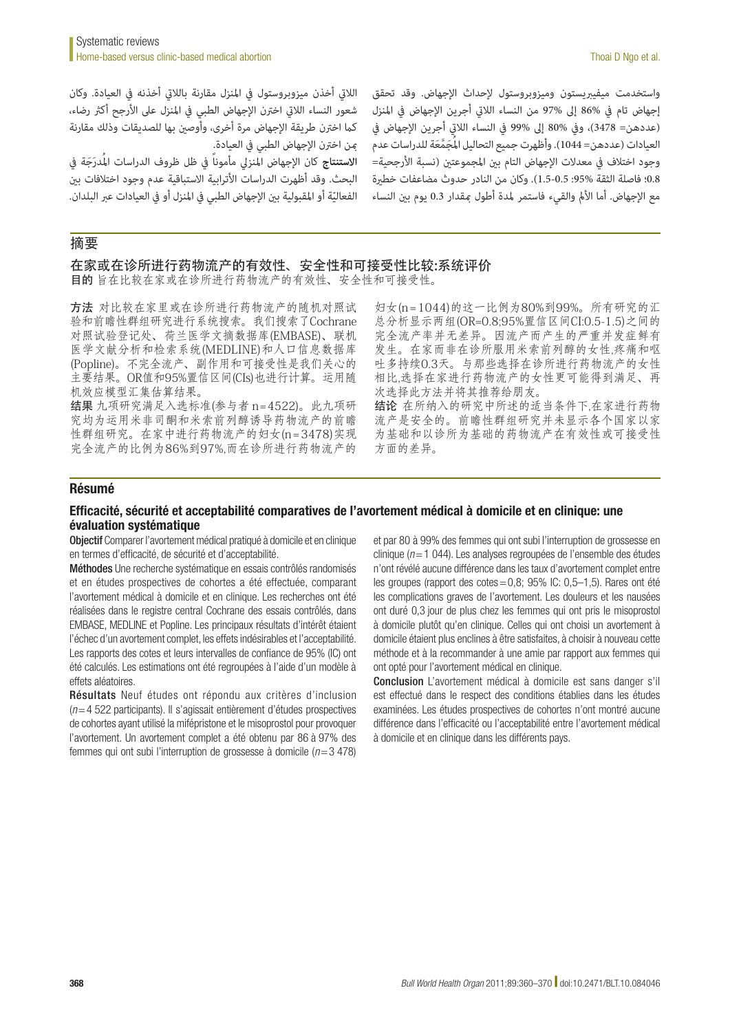واستخدمت ميفيبريستون وميزوبروستول لإحداث الإجهاض. وقد تحقق إجهاض تام في 86% إلى 97% من النساء اللاتي أجرين الإجهاض في المنزل (عددهن= 3478)، وفي 80% إلى 99% في النساء اللاتي أجرين الإجهاض في العيادات (عددهن= 1044). وأظهرت جميع التحاليل المُجَمَّعَة للدراسات عدم وجود اختلاف في معدلات الإجهاض التام بين المجموعتين (نسبة الأرجحية= 0.8؛ فاصلة الثقة 95%: 0.5-1.5). وكان من النادر حدوث مضاعفات خطيرة مع الإجهاض. أما الألم والقيء فاستمر لمدة أطول بمقدار 0.3 يوم بين النساء اللاتي أخذن ميزوبروستول في المنزل مقارنة باللاتي أخذنه في العيادة. وكان شعور النساء اللاتي اخترن الإجهاض الطبي في المنزل على الأرجح أكثر رضاء، كما اخترن طريقة الإجهاض مرة أخرى، وأوصين بها للصديقات وذلك مقارنة بمن اخترن الإجهاض الطبي في العيادة.

**الاستنتاج** كان الإجهاض المنزلي مأموناً في ظل ظروف الدراسات المُدرَجَة في البحث. وقد أظهرت الدراسات الأترابية الاستباقية عدم وجود اختلافات بين الفعاليّة أو المقبولية بين الإجهاض الطبي في المنزل أو في العيادات عبر البلدان.

## 摘要

### 在家或在诊所进行药物流产的有效性、安全性和可接受性比较:系统评价

**目的** 旨在比较在家或在诊所进行药物流产的有效性、安全性和可接受性。

**方法** 对比较在家里或在诊所进行药物流产的随机对照试验和前瞻性群组研究进行系统搜索。我们搜索了Cochrane对照试验登记处、荷兰医学文摘数据库(EMBASE)、联机医学文献分析和检索系统(MEDLINE)和人口信息数据库(Popline)。不完全流产、副作用和可接受性是我们关心的主要结果。OR值和95%置信区间(CIs)也进行计算。运用随机效应模型汇集估算结果。

**结果** 九项研究满足入选标准(参与者 n=4522)。此九项研究均为运用米非司酮和米索前列醇诱导药物流产的前瞻性群组研究。在家中进行药物流产的妇女(n=3478)实现完全流产的比例为86%到97%,而在诊所进行药物流产的妇女(n=1044)的这一比例为80%到99%。所有研究的汇总分析显示两组(OR=0.8;95%置信区间CI:0.5-1.5)之间的完全流产率并无差异。因流产而产生的严重并发症鲜有发生。在家而非在诊所服用米索前列醇的女性,疼痛和呕吐多持续0.3天。与那些选择在诊所进行药物流产的女性相比,选择在家进行药物流产的女性更可能得到满足、再次选择此方法并将其推荐给朋友。

**结论** 在所纳入的研究中所述的适当条件下,在家进行药物流产是安全的。前瞻性群组研究并未显示各个国家以家为基础和以诊所为基础的药物流产在有效性或可接受性方面的差异。

## Résumé

### Efficacité, sécurité et acceptabilité comparatives de l'avortement médical à domicile et en clinique: une évaluation systématique

**Objectif** Comparer l'avortement médical pratiqué à domicile et en clinique en termes d'efficacité, de sécurité et d'acceptabilité.

**Méthodes** Une recherche systématique en essais contrôlés randomisés et en études prospectives de cohortes a été effectuée, comparant l'avortement médical à domicile et en clinique. Les recherches ont été réalisées dans le registre central Cochrane des essais contrôlés, dans EMBASE, MEDLINE et Popline. Les principaux résultats d'intérêt étaient l'échec d'un avortement complet, les effets indésirables et l'acceptabilité. Les rapports des cotes et leurs intervalles de confiance de 95% (IC) ont été calculés. Les estimations ont été regroupées à l'aide d'un modèle à effets aléatoires.

**Résultats** Neuf études ont répondu aux critères d'inclusion (*n*= 4 522 participants). Il s'agissait entièrement d'études prospectives de cohortes ayant utilisé la mifépristone et le misoprostol pour provoquer l'avortement. Un avortement complet a été obtenu par 86 à 97% des femmes qui ont subi l'interruption de grossesse à domicile (*n*= 3 478) et par 80 à 99% des femmes qui ont subi l'interruption de grossesse en clinique (*n*= 1 044). Les analyses regroupées de l'ensemble des études n'ont révélé aucune différence dans les taux d'avortement complet entre les groupes (rapport des cotes = 0,8; 95% IC: 0,5–1,5). Rares ont été les complications graves de l'avortement. Les douleurs et les nausées ont duré 0,3 jour de plus chez les femmes qui ont pris le misoprostol à domicile plutôt qu'en clinique. Celles qui ont choisi un avortement à domicile étaient plus enclines à être satisfaites, à choisir à nouveau cette méthode et à la recommander à une amie par rapport aux femmes qui ont opté pour l'avortement médical en clinique.

**Conclusion** L'avortement médical à domicile est sans danger s'il est effectué dans le respect des conditions établies dans les études examinées. Les études prospectives de cohortes n'ont montré aucune différence dans l'efficacité ou l'acceptabilité entre l'avortement médical à domicile et en clinique dans les différents pays.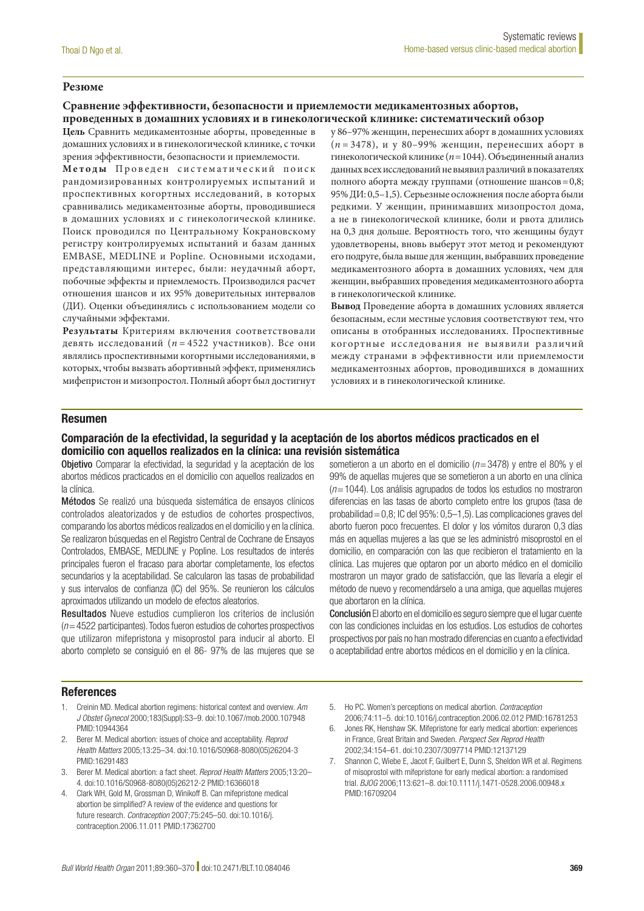## Резюме

### Сравнение эффективности, безопасности и приемлемости медикаментозных абортов, проведенных в домашних условиях и в гинекологической клинике: систематический обзор

**Цель** Сравнить медикаментозные аборты, проведенные в домашних условиях и в гинекологической клинике, с точки зрения эффективности, безопасности и приемлемости.

**Методы** Проведен систематический поиск рандомизированных контролируемых испытаний и проспективных когортных исследований, в которых сравнивались медикаментозные аборты, проводившиеся в домашних условиях и с гинекологической клинике. Поиск проводился по Центральному Кокрановскому регистру контролируемых испытаний и базам данных EMBASE, MEDLINE и Popline. Основными исходами, представляющими интерес, были: неудачный аборт, побочные эффекты и приемлемость. Производился расчет отношения шансов и их 95% доверительных интервалов (ДИ). Оценки объединялись с использованием модели со случайными эффектами.

**Результаты** Критериям включения соответствовали девять исследований ($n = 4522$ участников). Все они являлись проспективными когортными исследованиями, в которых, чтобы вызвать абортивный эффект, применялись мифепристон и мизопростол. Полный аборт был достигнут у 86–97% женщин, перенесших аборт в домашних условиях ($n = 3478$), и у 80–99% женщин, перенесших аборт в гинекологической клинике ($n = 1044$). Объединенный анализ данных всех исследований не выявил различий в показателях полного аборта между группами (отношение шансов = 0,8; 95% ДИ: 0,5–1,5). Серьезные осложнения после аборта были редкими. У женщин, принимавших мизопростол дома, а не в гинекологической клинике, боли и рвота длились на 0,3 дня дольше. Вероятность того, что женщины будут удовлетворены, вновь выберут этот метод и рекомендуют его подруге, была выше для женщин, выбравших проведение медикаментозного аборта в домашних условиях, чем для женщин, выбравших проведения медикаментозного аборта в гинекологической клинике.

**Вывод** Проведение аборта в домашних условиях является безопасным, если местные условия соответствуют тем, что описаны в отобранных исследованиях. Проспективные когортные исследования не выявили различий между странами в эффективности или приемлемости медикаментозных абортов, проводившихся в домашних условиях и в гинекологической клинике.

## Resumen

### Comparación de la efectividad, la seguridad y la aceptación de los abortos médicos practicados en el domicilio con aquellos realizados en la clínica: una revisión sistemática

**Objetivo** Comparar la efectividad, la seguridad y la aceptación de los abortos médicos practicados en el domicilio con aquellos realizados en la clínica.

**Métodos** Se realizó una búsqueda sistemática de ensayos clínicos controlados aleatorizados y de estudios de cohortes prospectivos, comparando los abortos médicos realizados en el domicilio y en la clínica. Se realizaron búsquedas en el Registro Central de Cochrane de Ensayos Controlados, EMBASE, MEDLINE y Popline. Los resultados de interés principales fueron el fracaso para abortar completamente, los efectos secundarios y la aceptabilidad. Se calcularon las tasas de probabilidad y sus intervalos de confianza (IC) del 95%. Se reunieron los cálculos aproximados utilizando un modelo de efectos aleatorios.

**Resultados** Nueve estudios cumplieron los criterios de inclusión ($n = 4522$ participantes). Todos fueron estudios de cohortes prospectivos que utilizaron mifepristona y misoprostol para inducir al aborto. El aborto completo se consiguió en el 86- 97% de las mujeres que se sometieron a un aborto en el domicilio ($n = 3478$) y entre el 80% y el 99% de aquellas mujeres que se sometieron a un aborto en una clínica ($n = 1044$). Los análisis agrupados de todos los estudios no mostraron diferencias en las tasas de aborto completo entre los grupos (tasa de probabilidad = 0,8; IC del 95%: 0,5–1,5). Las complicaciones graves del aborto fueron poco frecuentes. El dolor y los vómitos duraron 0,3 días más en aquellas mujeres a las que se les administró misoprostol en el domicilio, en comparación con las que recibieron el tratamiento en la clínica. Las mujeres que optaron por un aborto médico en el domicilio mostraron un mayor grado de satisfacción, que las llevaría a elegir el método de nuevo y recomendárselo a una amiga, que aquellas mujeres que abortaron en la clínica.

**Conclusión** El aborto en el domicilio es seguro siempre que el lugar cuente con las condiciones incluidas en los estudios. Los estudios de cohortes prospectivos por país no han mostrado diferencias en cuanto a efectividad o aceptabilidad entre abortos médicos en el domicilio y en la clínica.

## References

1. Creinin MD. Medical abortion regimens: historical context and overview. *Am J Obstet Gynecol* 2000;183(Suppl):S3–9. doi:10.1067/mob.2000.107948 PMID:10944364
2. Berer M. Medical abortion: issues of choice and acceptability. *Reprod Health Matters* 2005;13:25–34. doi:10.1016/S0968-8080(05)26204-3 PMID:16291483
3. Berer M. Medical abortion: a fact sheet. *Reprod Health Matters* 2005;13:20–4. doi:10.1016/S0968-8080(05)26212-2 PMID:16366018
4. Clark WH, Gold M, Grossman D, Winikoff B. Can mifepristone medical abortion be simplified? A review of the evidence and questions for future research. *Contraception* 2007;75:245–50. doi:10.1016/j.contraception.2006.11.011 PMID:17362700
5. Ho PC. Women's perceptions on medical abortion. *Contraception* 2006;74:11–5. doi:10.1016/j.contraception.2006.02.012 PMID:16781253
6. Jones RK, Henshaw SK. Mifepristone for early medical abortion: experiences in France, Great Britain and Sweden. *Perspect Sex Reprod Health* 2002;34:154–61. doi:10.2307/3097714 PMID:12137129
7. Shannon C, Wiebe E, Jacot F, Guilbert E, Dunn S, Sheldon WR et al. Regimens of misoprostol with mifepristone for early medical abortion: a randomised trial. *BJOG* 2006;113:621–8. doi:10.1111/j.1471-0528.2006.00948.x PMID:16709204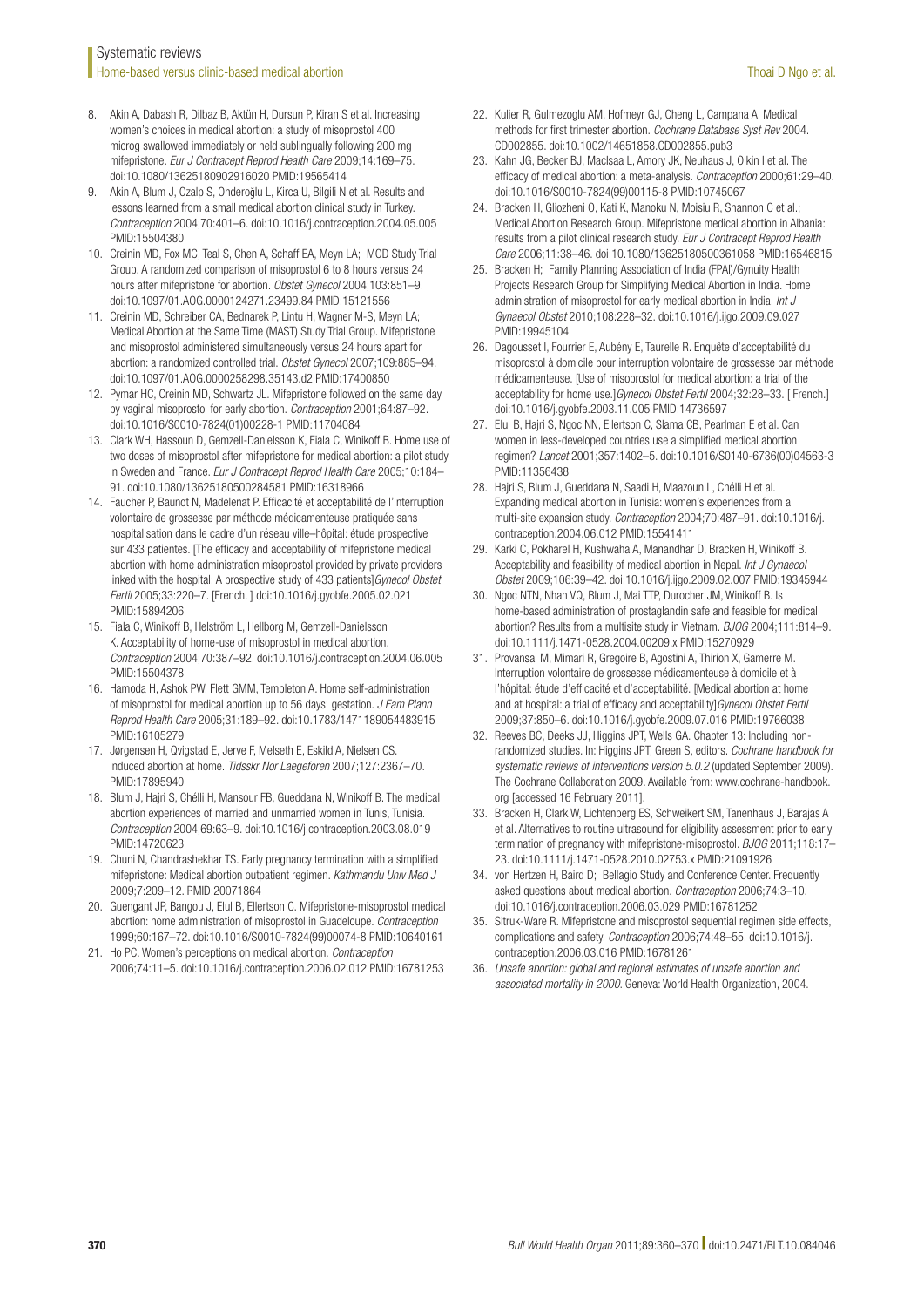8. Akin A, Dabash R, Dilbaz B, Aktün H, Dursun P, Kiran S et al. Increasing women's choices in medical abortion: a study of misoprostol 400 microg swallowed immediately or held sublingually following 200 mg mifepristone. *Eur J Contracept Reprod Health Care* 2009;14:169–75. doi:10.1080/13625180902916020 PMID:19565414
9. Akin A, Blum J, Ozalp S, Onderoğlu L, Kirca U, Bilgili N et al. Results and lessons learned from a small medical abortion clinical study in Turkey. *Contraception* 2004;70:401–6. doi:10.1016/j.contraception.2004.05.005 PMID:15504380
10. Creinin MD, Fox MC, Teal S, Chen A, Schaff EA, Meyn LA; MOD Study Trial Group. A randomized comparison of misoprostol 6 to 8 hours versus 24 hours after mifepristone for abortion. *Obstet Gynecol* 2004;103:851–9. doi:10.1097/01.AOG.0000124271.23499.84 PMID:15121556
11. Creinin MD, Schreiber CA, Bednarek P, Lintu H, Wagner M-S, Meyn LA; Medical Abortion at the Same Time (MAST) Study Trial Group. Mifepristone and misoprostol administered simultaneously versus 24 hours apart for abortion: a randomized controlled trial. *Obstet Gynecol* 2007;109:885–94. doi:10.1097/01.AOG.0000258298.35143.d2 PMID:17400850
12. Pymar HC, Creinin MD, Schwartz JL. Mifepristone followed on the same day by vaginal misoprostol for early abortion. *Contraception* 2001;64:87–92. doi:10.1016/S0010-7824(01)00228-1 PMID:11704084
13. Clark WH, Hassoun D, Gemzell-Danielsson K, Fiala C, Winikoff B. Home use of two doses of misoprostol after mifepristone for medical abortion: a pilot study in Sweden and France. *Eur J Contracept Reprod Health Care* 2005;10:184–91. doi:10.1080/13625180500284581 PMID:16318966
14. Faucher P, Baunot N, Madelenat P. Efficacité et acceptabilité de l'interruption volontaire de grossesse par méthode médicamenteuse pratiquée sans hospitalisation dans le cadre d'un réseau ville–hôpital: étude prospective sur 433 patientes. [The efficacy and acceptability of mifepristone medical abortion with home administration misoprostol provided by private providers linked with the hospital: A prospective study of 433 patients]*Gynecol Obstet Fertil* 2005;33:220–7. [French. ] doi:10.1016/j.gyobfe.2005.02.021 PMID:15894206
15. Fiala C, Winikoff B, Helström L, Hellborg M, Gemzell-Danielsson K. Acceptability of home-use of misoprostol in medical abortion. *Contraception* 2004;70:387–92. doi:10.1016/j.contraception.2004.06.005 PMID:15504378
16. Hamoda H, Ashok PW, Flett GMM, Templeton A. Home self-administration of misoprostol for medical abortion up to 56 days' gestation. *J Fam Plann Reprod Health Care* 2005;31:189–92. doi:10.1783/1471189054483915 PMID:16105279
17. Jørgensen H, Qvigstad E, Jerve F, Melseth E, Eskild A, Nielsen CS. Induced abortion at home. *Tidsskr Nor Laegeforen* 2007;127:2367–70. PMID:17895940
18. Blum J, Hajri S, Chélli H, Mansour FB, Gueddana N, Winikoff B. The medical abortion experiences of married and unmarried women in Tunis, Tunisia. *Contraception* 2004;69:63–9. doi:10.1016/j.contraception.2003.08.019 PMID:14720623
19. Chuni N, Chandrashekhar TS. Early pregnancy termination with a simplified mifepristone: Medical abortion outpatient regimen. *Kathmandu Univ Med J* 2009;7:209–12. PMID:20071864
20. Guengant JP, Bangou J, Elul B, Ellertson C. Mifepristone-misoprostol medical abortion: home administration of misoprostol in Guadeloupe. *Contraception* 1999;60:167–72. doi:10.1016/S0010-7824(99)00074-8 PMID:10640161
21. Ho PC. Women's perceptions on medical abortion. *Contraception* 2006;74:11–5. doi:10.1016/j.contraception.2006.02.012 PMID:16781253
22. Kulier R, Gulmezoglu AM, Hofmeyr GJ, Cheng L, Campana A. Medical methods for first trimester abortion. *Cochrane Database Syst Rev* 2004. CD002855. doi:10.1002/14651858.CD002855.pub3
23. Kahn JG, Becker BJ, MacIsaa L, Amory JK, Neuhaus J, Olkin I et al. The efficacy of medical abortion: a meta-analysis. *Contraception* 2000;61:29–40. doi:10.1016/S0010-7824(99)00115-8 PMID:10745067
24. Bracken H, Gliozheni O, Kati K, Manoku N, Moisiu R, Shannon C et al.; Medical Abortion Research Group. Mifepristone medical abortion in Albania: results from a pilot clinical research study. *Eur J Contracept Reprod Health Care* 2006;11:38–46. doi:10.1080/13625180500361058 PMID:16546815
25. Bracken H; Family Planning Association of India (FPAI)/Gynuity Health Projects Research Group for Simplifying Medical Abortion in India. Home administration of misoprostol for early medical abortion in India. *Int J Gynaecol Obstet* 2010;108:228–32. doi:10.1016/j.ijgo.2009.09.027 PMID:19945104
26. Dagousset I, Fourrier E, Aubény E, Taurelle R. Enquête d'acceptabilité du misoprostol à domicile pour interruption volontaire de grossesse par méthode médicamenteuse. [Use of misoprostol for medical abortion: a trial of the acceptability for home use.]*Gynecol Obstet Fertil* 2004;32:28–33. [ French.] doi:10.1016/j.gyobfe.2003.11.005 PMID:14736597
27. Elul B, Hajri S, Ngoc NN, Ellertson C, Slama CB, Pearlman E et al. Can women in less-developed countries use a simplified medical abortion regimen? *Lancet* 2001;357:1402–5. doi:10.1016/S0140-6736(00)04563-3 PMID:11356438
28. Hajri S, Blum J, Gueddana N, Saadi H, Maazoun L, Chélli H et al. Expanding medical abortion in Tunisia: women's experiences from a multi-site expansion study. *Contraception* 2004;70:487–91. doi:10.1016/j.contraception.2004.06.012 PMID:15541411
29. Karki C, Pokharel H, Kushwaha A, Manandhar D, Bracken H, Winikoff B. Acceptability and feasibility of medical abortion in Nepal. *Int J Gynaecol Obstet* 2009;106:39–42. doi:10.1016/j.ijgo.2009.02.007 PMID:19345944
30. Ngoc NTN, Nhan VQ, Blum J, Mai TTP, Durocher JM, Winikoff B. Is home-based administration of prostaglandin safe and feasible for medical abortion? Results from a multisite study in Vietnam. *BJOG* 2004;111:814–9. doi:10.1111/j.1471-0528.2004.00209.x PMID:15270929
31. Provansal M, Mimari R, Gregoire B, Agostini A, Thirion X, Gamerre M. Interruption volontaire de grossesse médicamenteuse à domicile et à l'hôpital: étude d'efficacité et d'acceptabilité. [Medical abortion at home and at hospital: a trial of efficacy and acceptability]*Gynecol Obstet Fertil* 2009;37:850–6. doi:10.1016/j.gyobfe.2009.07.016 PMID:19766038
32. Reeves BC, Deeks JJ, Higgins JPT, Wells GA. Chapter 13: Including non-randomized studies. In: Higgins JPT, Green S, editors. *Cochrane handbook for systematic reviews of interventions version 5.0.2* (updated September 2009). The Cochrane Collaboration 2009. Available from: www.cochrane-handbook.org [accessed 16 February 2011].
33. Bracken H, Clark W, Lichtenberg ES, Schweikert SM, Tanenhaus J, Barajas A et al. Alternatives to routine ultrasound for eligibility assessment prior to early termination of pregnancy with mifepristone-misoprostol. *BJOG* 2011;118:17–23. doi:10.1111/j.1471-0528.2010.02753.x PMID:21091926
34. von Hertzen H, Baird D; Bellagio Study and Conference Center. Frequently asked questions about medical abortion. *Contraception* 2006;74:3–10. doi:10.1016/j.contraception.2006.03.029 PMID:16781252
35. Sitruk-Ware R. Mifepristone and misoprostol sequential regimen side effects, complications and safety. *Contraception* 2006;74:48–55. doi:10.1016/j.contraception.2006.03.016 PMID:16781261
36. *Unsafe abortion: global and regional estimates of unsafe abortion and associated mortality in 2000*. Geneva: World Health Organization, 2004.